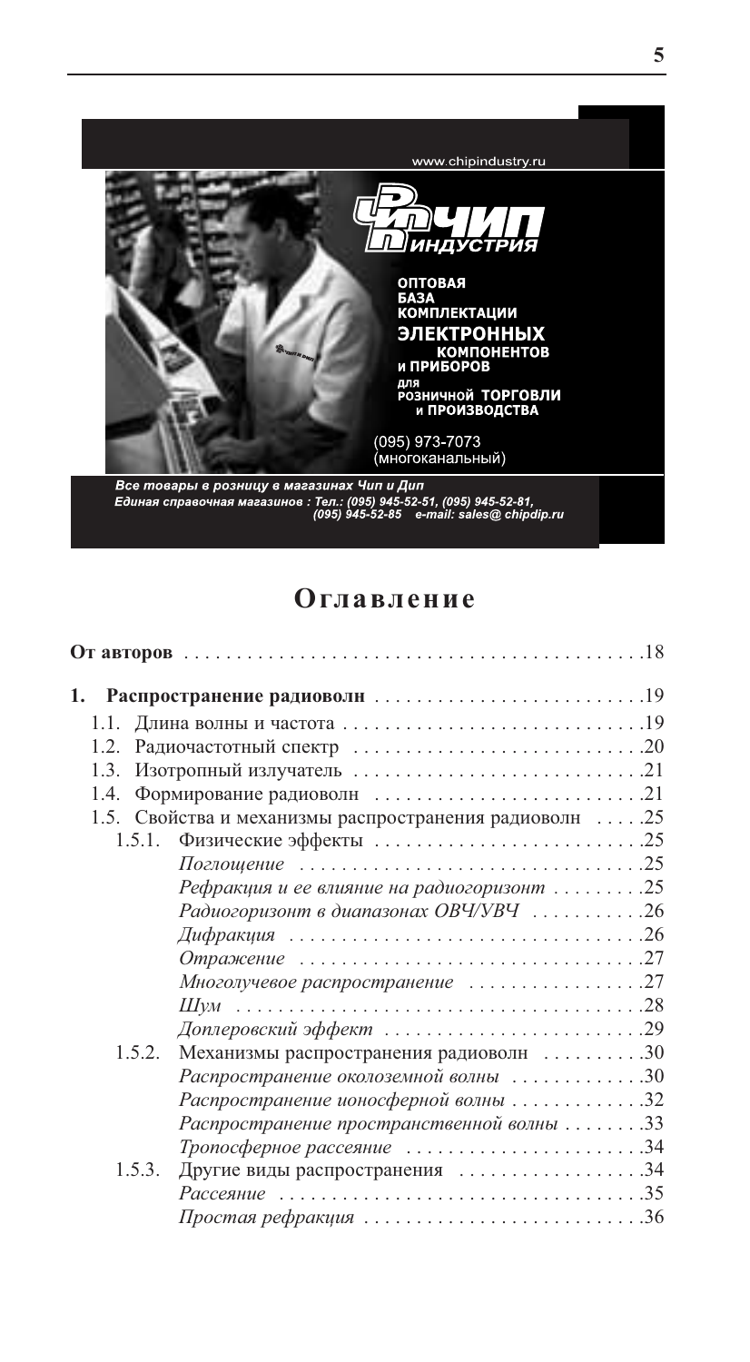www.chipindustry.ru

ЧИП ИНДУСТРИЯ

ОПТОВАЯ БАЗА КОМПЛЕКТАЦИИ ЭЛЕКТРОННЫХ КОМПОНЕНТОВ И ПРИБОРОВ ДЛЯ РОЗНИЧНОЙ ТОРГОВЛИ И ПРОИЗВОДСТВА

(095) 973-7073 (многоканальный)

*Все товары в розницу в магазинах Чип и Дип*
*Единая справочная магазинов : Тел.: (095) 945-52-51, (095) 945-52-81, (095) 945-52-85 e-mail: sales@ chipdip.ru*

# Оглавление

**От авторов** .......... 18

**1. Распространение радиоволн** .......... 19

- 1.1. Длина волны и частота .......... 19
- 1.2. Радиочастотный спектр .......... 20
- 1.3. Изотропный излучатель .......... 21
- 1.4. Формирование радиоволн .......... 21
- 1.5. Свойства и механизмы распространения радиоволн .......... 25
  - 1.5.1. Физические эффекты .......... 25
    - *Поглощение* .......... 25
    - *Рефракция и ее влияние на радиогоризонт* .......... 25
    - *Радиогоризонт в диапазонах ОВЧ/УВЧ* .......... 26
    - *Дифракция* .......... 26
    - *Отражение* .......... 27
    - *Многолучевое распространение* .......... 27
    - *Шум* .......... 28
    - *Доплеровский эффект* .......... 29
  - 1.5.2. Механизмы распространения радиоволн .......... 30
    - *Распространение околоземной волны* .......... 30
    - *Распространение ионосферной волны* .......... 32
    - *Распространение пространственной волны* .......... 33
    - *Тропосферное рассеяние* .......... 34
  - 1.5.3. Другие виды распространения .......... 34
    - *Рассеяние* .......... 35
    - *Простая рефракция* .......... 36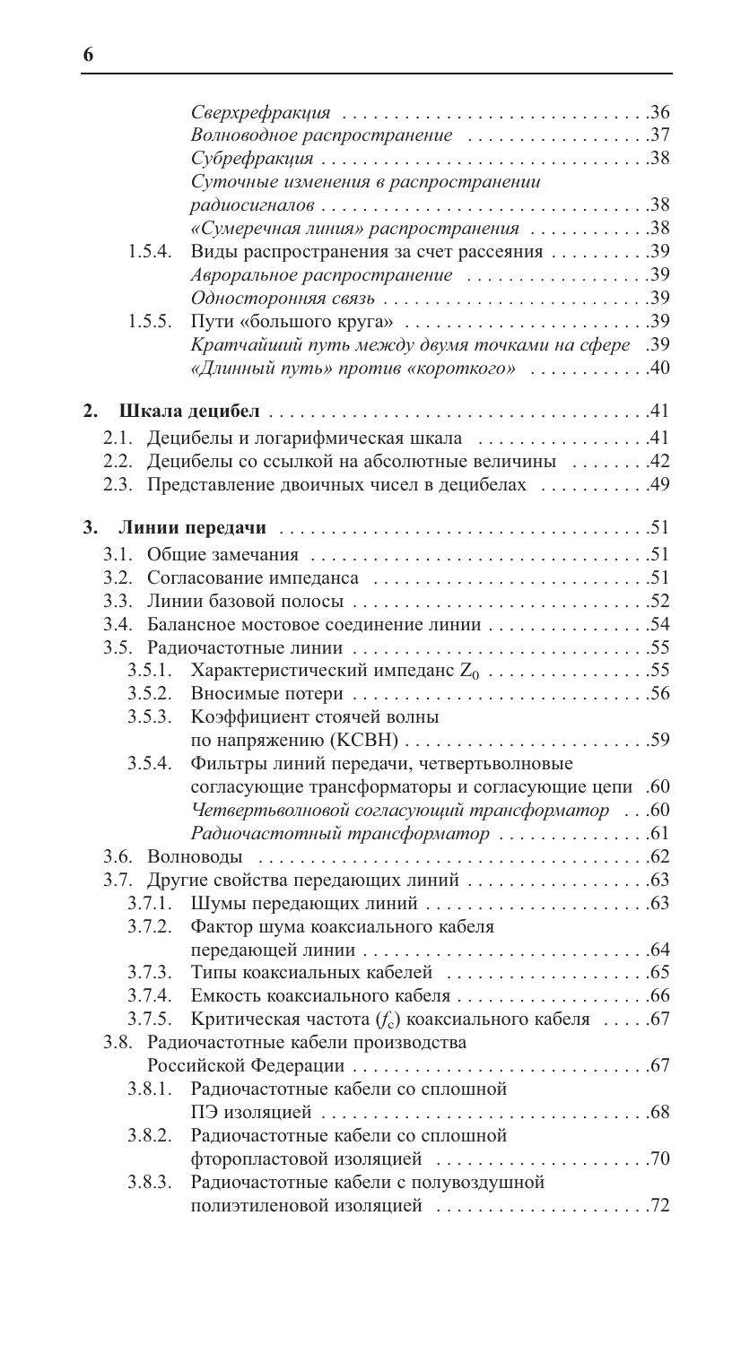*Сверхрефракция* . . . . . . . . . . . . . . . . . . . . . . . . . . . . . .36
*Волноводное распространение* . . . . . . . . . . . . . . . . . .37
*Субрефракция* . . . . . . . . . . . . . . . . . . . . . . . . . . . . . . .38
*Суточные изменения в распространении радиосигналов* . . . . . . . . . . . . . . . . . . . . . . . . . . . . . . .38
*«Сумеречная линия» распространения* . . . . . . . . . . . .38

1.5.4. Виды распространения за счет рассеяния . . . . . . . . . .39
*Авроральное распространение* . . . . . . . . . . . . . . . . . . .39
*Односторонняя связь* . . . . . . . . . . . . . . . . . . . . . . . . . .39

1.5.5. Пути «большого круга» . . . . . . . . . . . . . . . . . . . . . . . .39
*Кратчайший путь между двумя точками на сфере* .39
*«Длинный путь» против «короткого»* . . . . . . . . . . . .40

**2. Шкала децибел** . . . . . . . . . . . . . . . . . . . . . . . . . . . . . . . . . . . .41

2.1. Децибелы и логарифмическая шкала . . . . . . . . . . . . . . . . .41
2.2. Децибелы со ссылкой на абсолютные величины . . . . . . . .42
2.3. Представление двоичных чисел в децибелах . . . . . . . . . . .49

**3. Линии передачи** . . . . . . . . . . . . . . . . . . . . . . . . . . . . . . . . . . .51

3.1. Общие замечания . . . . . . . . . . . . . . . . . . . . . . . . . . . . . . . . .51
3.2. Согласование импеданса . . . . . . . . . . . . . . . . . . . . . . . . . . .51
3.3. Линии базовой полосы . . . . . . . . . . . . . . . . . . . . . . . . . . . . .52
3.4. Балансное мостовое соединение линии . . . . . . . . . . . . . . . .54
3.5. Радиочастотные линии . . . . . . . . . . . . . . . . . . . . . . . . . . . . .55

3.5.1. Характеристический импеданс $Z_0$ . . . . . . . . . . . . . . . .55
3.5.2. Вносимые потери . . . . . . . . . . . . . . . . . . . . . . . . . . . . .56
3.5.3. Коэффициент стоячей волны по напряжению (КСВН) . . . . . . . . . . . . . . . . . . . . . . . .59
3.5.4. Фильтры линий передачи, четвертьволновые согласующие трансформаторы и согласующие цепи .60
*Четвертьволновой согласующий трансформатор* . . .60
*Радиочастотный трансформатор* . . . . . . . . . . . . . . .61

3.6. Волноводы . . . . . . . . . . . . . . . . . . . . . . . . . . . . . . . . . . . . .62
3.7. Другие свойства передающих линий . . . . . . . . . . . . . . . . . .63

3.7.1. Шумы передающих линий . . . . . . . . . . . . . . . . . . . . . .63
3.7.2. Фактор шума коаксиального кабеля передающей линии . . . . . . . . . . . . . . . . . . . . . . . . . . . .64
3.7.3. Типы коаксиальных кабелей . . . . . . . . . . . . . . . . . . . .65
3.7.4. Емкость коаксиального кабеля . . . . . . . . . . . . . . . . . . .66
3.7.5. Критическая частота ($f_c$) коаксиального кабеля . . . . .67

3.8. Радиочастотные кабели производства Российской Федерации . . . . . . . . . . . . . . . . . . . . . . . . . . . . . .67

3.8.1. Радиочастотные кабели со сплошной ПЭ изоляцией . . . . . . . . . . . . . . . . . . . . . . . . . . . . . . . . .68
3.8.2. Радиочастотные кабели со сплошной фторопластовой изоляцией . . . . . . . . . . . . . . . . . . . . .70
3.8.3. Радиочастотные кабели с полувоздушной полиэтиленовой изоляцией . . . . . . . . . . . . . . . . . . . . .72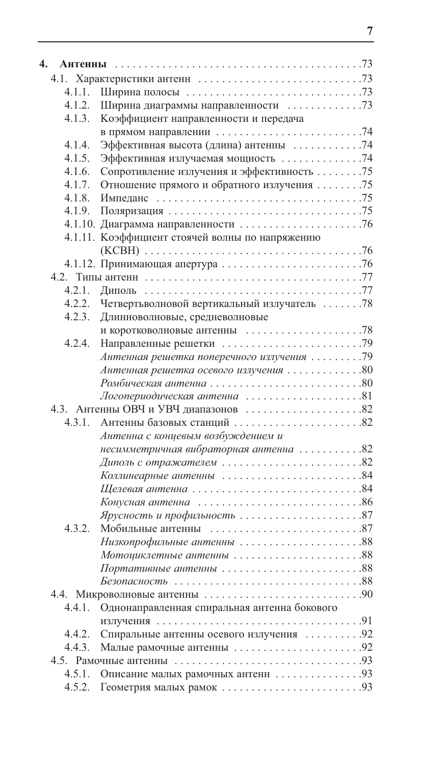**4. Антенны** . . . . . . . . . . . . . . . . . . . . . . . . . . . . . . . . . . . . . . . . . . . . . .73

4.1. Характеристики антенн . . . . . . . . . . . . . . . . . . . . . . . . . . . . .73

4.1.1. Ширина полосы . . . . . . . . . . . . . . . . . . . . . . . . . . . . . .73

4.1.2. Ширина диаграммы направленности . . . . . . . . . . . . .73

4.1.3. Коэффициент направленности и передача в прямом направлении . . . . . . . . . . . . . . . . . . . . . . . . .74

4.1.4. Эффективная высота (длина) антенны . . . . . . . . . . . .74

4.1.5. Эффективная излучаемая мощность . . . . . . . . . . . . . .74

4.1.6. Сопротивление излучения и эффективность . . . . . . . .75

4.1.7. Отношение прямого и обратного излучения . . . . . . . .75

4.1.8. Импеданс . . . . . . . . . . . . . . . . . . . . . . . . . . . . . . . . . . .75

4.1.9. Поляризация . . . . . . . . . . . . . . . . . . . . . . . . . . . . . . . . .75

4.1.10. Диаграмма направленности . . . . . . . . . . . . . . . . . . . . .76

4.1.11. Коэффициент стоячей волны по напряжению (КСВН) . . . . . . . . . . . . . . . . . . . . . . . . . . . . . . . . . . . .76

4.1.12. Принимающая апертура . . . . . . . . . . . . . . . . . . . . . . . .76

4.2. Типы антенн . . . . . . . . . . . . . . . . . . . . . . . . . . . . . . . . . . . . .77

4.2.1. Диполь . . . . . . . . . . . . . . . . . . . . . . . . . . . . . . . . . . . . .77

4.2.2. Четвертьволновой вертикальный излучатель . . . . . . .78

4.2.3. Длинноволновые, средневолновые и коротковолновые антенны . . . . . . . . . . . . . . . . . . . .78

4.2.4. Направленные решетки . . . . . . . . . . . . . . . . . . . . . . . .79

*Антенная решетка поперечного излучения* . . . . . . . . .79

*Антенная решетка осевого излучения* . . . . . . . . . . . . .80

*Ромбическая антенна* . . . . . . . . . . . . . . . . . . . . . . . . . .80

*Логопериодическая антенна* . . . . . . . . . . . . . . . . . . . .81

4.3. Антенны ОВЧ и УВЧ диапазонов . . . . . . . . . . . . . . . . . . . .82

4.3.1. Антенны базовых станций . . . . . . . . . . . . . . . . . . . . . .82

*Антенна с концевым возбуждением и несимметричная вибраторная антенна* . . . . . . . . . . .82

*Диполь с отражателем* . . . . . . . . . . . . . . . . . . . . . . . .82

*Коллинеарные антенны* . . . . . . . . . . . . . . . . . . . . . . . .84

*Щелевая антенна* . . . . . . . . . . . . . . . . . . . . . . . . . . . .84

*Конусная антенна* . . . . . . . . . . . . . . . . . . . . . . . . . . . .86

*Ярусность и профильность* . . . . . . . . . . . . . . . . . . . . .87

4.3.2. Мобильные антенны . . . . . . . . . . . . . . . . . . . . . . . . . .87

*Низкопрофильные антенны* . . . . . . . . . . . . . . . . . . . . .88

*Мотоциклетные антенны* . . . . . . . . . . . . . . . . . . . . . .88

*Портативные антенны* . . . . . . . . . . . . . . . . . . . . . . . .88

*Безопасность* . . . . . . . . . . . . . . . . . . . . . . . . . . . . . . . .88

4.4. Микроволновые антенны . . . . . . . . . . . . . . . . . . . . . . . . . . .90

4.4.1. Однонаправленная спиральная антенна бокового излучения . . . . . . . . . . . . . . . . . . . . . . . . . . . . . . . . . . .91

4.4.2. Спиральные антенны осевого излучения . . . . . . . . . .92

4.4.3. Малые рамочные антенны . . . . . . . . . . . . . . . . . . . . . .92

4.5. Рамочные антенны . . . . . . . . . . . . . . . . . . . . . . . . . . . . . . . .93

4.5.1. Описание малых рамочных антенн . . . . . . . . . . . . . . .93

4.5.2. Геометрия малых рамок . . . . . . . . . . . . . . . . . . . . . . . .93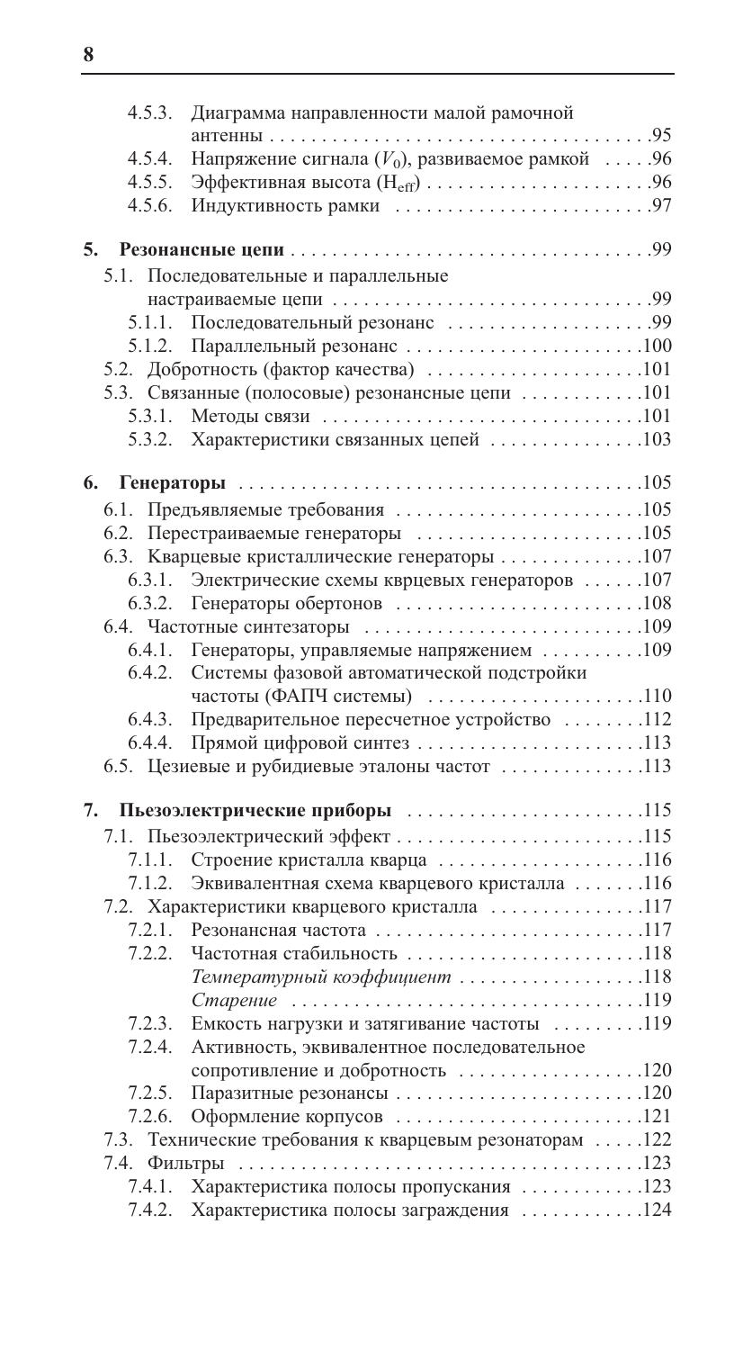4.5.3. Диаграмма направленности малой рамочной антенны . . . . . . . . . . . . . . . . . . . . . . . . . . . . . . . . . . . .95
4.5.4. Напряжение сигнала ($V_0$), развиваемое рамкой . . . . .96
4.5.5. Эффективная высота ($H_{eff}$) . . . . . . . . . . . . . . . . . . . . . .96
4.5.6. Индуктивность рамки . . . . . . . . . . . . . . . . . . . . . . . . . .97

**5. Резонансные цепи** . . . . . . . . . . . . . . . . . . . . . . . . . . . . . . . . . . . . . . .99
5.1. Последовательные и параллельные настраиваемые цепи . . . . . . . . . . . . . . . . . . . . . . . . . . . . . . .99
5.1.1. Последовательный резонанс . . . . . . . . . . . . . . . . . . . .99
5.1.2. Параллельный резонанс . . . . . . . . . . . . . . . . . . . . . . .100
5.2. Добротность (фактор качества) . . . . . . . . . . . . . . . . . . . . .101
5.3. Связанные (полосовые) резонансные цепи . . . . . . . . . . .101
5.3.1. Методы связи . . . . . . . . . . . . . . . . . . . . . . . . . . . . . . .101
5.3.2. Характеристики связанных цепей . . . . . . . . . . . . . . .103

**6. Генераторы** . . . . . . . . . . . . . . . . . . . . . . . . . . . . . . . . . . . . . . . . . .105
6.1. Предъявляемые требования . . . . . . . . . . . . . . . . . . . . . . . .105
6.2. Перестраиваемые генераторы . . . . . . . . . . . . . . . . . . . . . .105
6.3. Кварцевые кристаллические генераторы . . . . . . . . . . . . . .107
6.3.1. Электрические схемы квpцевых генераторов . . . . . .107
6.3.2. Генераторы обертонов . . . . . . . . . . . . . . . . . . . . . . . .108
6.4. Частотные синтезаторы . . . . . . . . . . . . . . . . . . . . . . . . . . .109
6.4.1. Генераторы, управляемые напряжением . . . . . . . . . .109
6.4.2. Системы фазовой автоматической подстройки частоты (ФАПЧ системы) . . . . . . . . . . . . . . . . . . . . .110
6.4.3. Предварительное пересчетное устройство . . . . . . . .112
6.4.4. Прямой цифровой синтез . . . . . . . . . . . . . . . . . . . . . .113
6.5. Цезиевые и рубидиевые эталоны частот . . . . . . . . . . . . . .113

**7. Пьезоэлектрические приборы** . . . . . . . . . . . . . . . . . . . . . . . .115
7.1. Пьезоэлектрический эффект . . . . . . . . . . . . . . . . . . . . . . . .115
7.1.1. Строение кристалла кварца . . . . . . . . . . . . . . . . . . . .116
7.1.2. Эквивалентная схема кварцевого кристалла . . . . . . .116
7.2. Характеристики кварцевого кристалла . . . . . . . . . . . . . . .117
7.2.1. Резонансная частота . . . . . . . . . . . . . . . . . . . . . . . . . .117
7.2.2. Частотная стабильность . . . . . . . . . . . . . . . . . . . . . . .118
*Температурный коэффициент* . . . . . . . . . . . . . . . . . .118
*Старение* . . . . . . . . . . . . . . . . . . . . . . . . . . . . . . . . . . .119
7.2.3. Емкость нагрузки и затягивание частоты . . . . . . . . .119
7.2.4. Активность, эквивалентное последовательное сопротивление и добротность . . . . . . . . . . . . . . . . . .120
7.2.5. Паразитные резонансы . . . . . . . . . . . . . . . . . . . . . . . .120
7.2.6. Оформление корпусов . . . . . . . . . . . . . . . . . . . . . . . .121
7.3. Технические требования к кварцевым резонаторам . . . . .122
7.4. Фильтры . . . . . . . . . . . . . . . . . . . . . . . . . . . . . . . . . . . . . . .123
7.4.1. Характеристика полосы пропускания . . . . . . . . . . . .123
7.4.2. Характеристика полосы заграждения . . . . . . . . . . . .124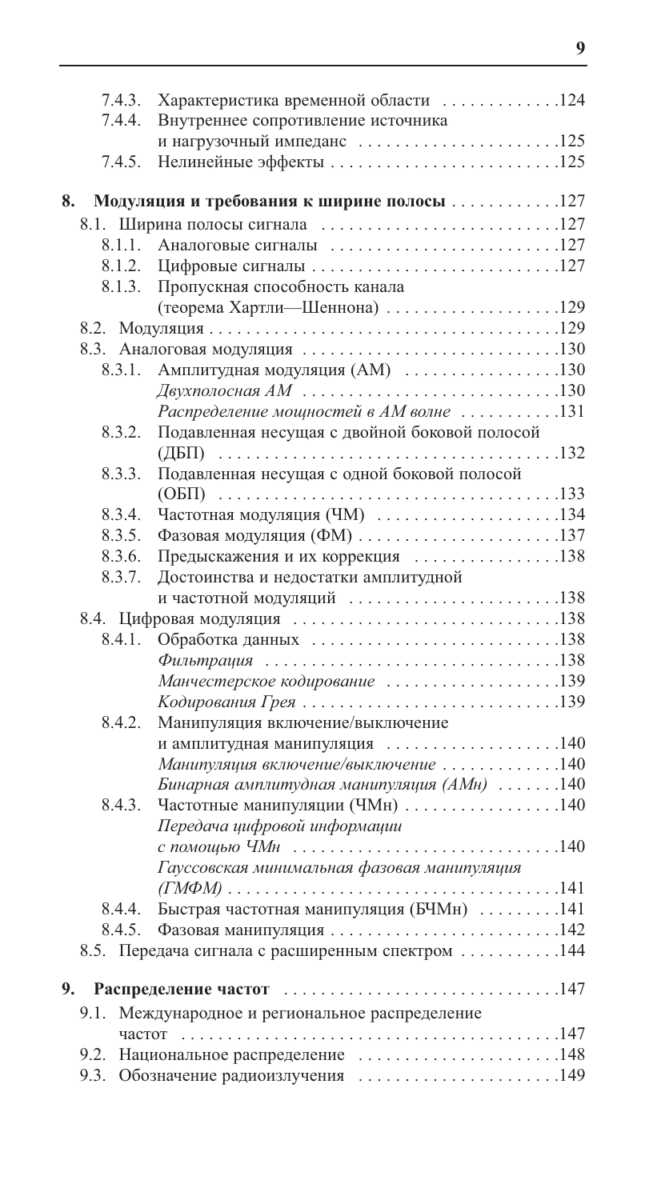- 7.4.3. Характеристика временной области .............124
- 7.4.4. Внутреннее сопротивление источника и нагрузочный импеданс .......................125
- 7.4.5. Нелинейные эффекты .........................125

**8. Модуляция и требования к ширине полосы** ............127

- 8.1. Ширина полосы сигнала ...........................127
  - 8.1.1. Аналоговые сигналы ..........................127
  - 8.1.2. Цифровые сигналы ............................127
  - 8.1.3. Пропускная способность канала (теорема Хартли—Шеннона) ...................129
- 8.2. Модуляция ...........................................129
- 8.3. Аналоговая модуляция .............................130
  - 8.3.1. Амплитудная модуляция (АМ) .................130
    - *Двухполосная АМ* .............................130
    - *Распределение мощностей в АМ волне* ...........131
  - 8.3.2. Подавленная несущая с двойной боковой полосой (ДБП) .......................................132
  - 8.3.3. Подавленная несущая с одной боковой полосой (ОБП) .......................................133
  - 8.3.4. Частотная модуляция (ЧМ) .....................134
  - 8.3.5. Фазовая модуляция (ФМ) .......................137
  - 8.3.6. Предыскажения и их коррекция ................138
  - 8.3.7. Достоинства и недостатки амплитудной и частотной модуляций ........................138
- 8.4. Цифровая модуляция ..............................138
  - 8.4.1. Обработка данных ............................138
    - *Фильтрация* .................................138
    - *Манчестерское кодирование* ...................139
    - *Кодирования Грея* ............................139
  - 8.4.2. Манипуляция включение/выключение и амплитудная манипуляция ...................140
    - *Манипуляция включение/выключение* .............140
    - *Бинарная амплитудная манипуляция (АМн)* .......140
  - 8.4.3. Частотные манипуляции (ЧМн) ..................140
    - *Передача цифровой информации с помощью ЧМн* ..............................140
    - *Гауссовская минимальная фазовая манипуляция (ГМФМ)* .....................................141
  - 8.4.4. Быстрая частотная манипуляция (БЧМн) .........141
  - 8.4.5. Фазовая манипуляция ..........................142
- 8.5. Передача сигнала с расширенным спектром ...........144

**9. Распределение частот** ...............................147

- 9.1. Международное и региональное распределение частот ..........................................147
- 9.2. Национальное распределение .......................148
- 9.3. Обозначение радиоизлучения .......................149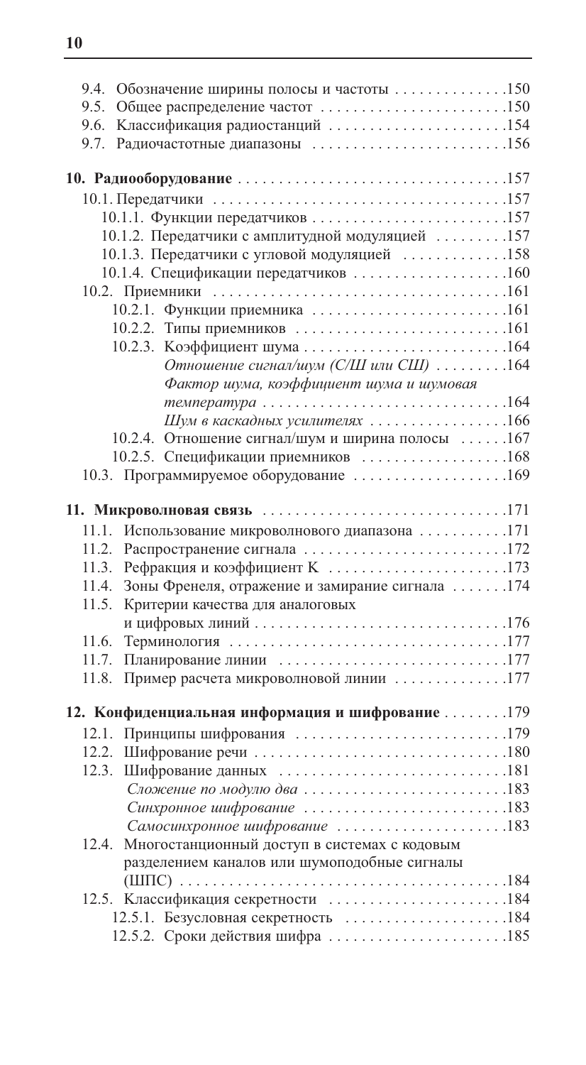9.4. Обозначение ширины полосы и частоты . . . . . . . . . . . . . .150
9.5. Общее распределение частот . . . . . . . . . . . . . . . . . . . . . . .150
9.6. Классификация радиостанций . . . . . . . . . . . . . . . . . . . . . .154
9.7. Радиочастотные диапазоны . . . . . . . . . . . . . . . . . . . . . . . .156

**10. Радиооборудование** . . . . . . . . . . . . . . . . . . . . . . . . . . . . . . . . .157

10.1. Передатчики . . . . . . . . . . . . . . . . . . . . . . . . . . . . . . . . . . . .157
- 10.1.1. Функции передатчиков . . . . . . . . . . . . . . . . . . . . . . . .157
- 10.1.2. Передатчики с амплитудной модуляцией . . . . . . . . .157
- 10.1.3. Передатчики с угловой модуляцией . . . . . . . . . . . . .158
- 10.1.4. Спецификации передатчиков . . . . . . . . . . . . . . . . . . .160

10.2. Приемники . . . . . . . . . . . . . . . . . . . . . . . . . . . . . . . . . . . .161
- 10.2.1. Функции приемника . . . . . . . . . . . . . . . . . . . . . . . .161
- 10.2.2. Типы приемников . . . . . . . . . . . . . . . . . . . . . . . . . .161
- 10.2.3. Коэффициент шума . . . . . . . . . . . . . . . . . . . . . . . . .164
  - *Отношение сигнал/шум (С/Ш или СШ)* . . . . . . . . .164
  - *Фактор шума, коэффициент шума и шумовая температура* . . . . . . . . . . . . . . . . . . . . . . . . . . . . .164
  - *Шум в каскадных усилителях* . . . . . . . . . . . . . . . . .166
- 10.2.4. Отношение сигнал/шум и ширина полосы . . . . . .167
- 10.2.5. Спецификации приемников . . . . . . . . . . . . . . . . . .168

10.3. Программируемое оборудование . . . . . . . . . . . . . . . . . . .169

**11. Микроволновая связь** . . . . . . . . . . . . . . . . . . . . . . . . . . . . . .171

11.1. Использование микроволнового диапазона . . . . . . . . . . .171
11.2. Распространение сигнала . . . . . . . . . . . . . . . . . . . . . . . . .172
11.3. Рефракция и коэффициент K . . . . . . . . . . . . . . . . . . . . . .173
11.4. Зоны Френеля, отражение и замирание сигнала . . . . . . .174
11.5. Критерии качества для аналоговых и цифровых линий . . . . . . . . . . . . . . . . . . . . . . . . . . . . . . .176
11.6. Терминология . . . . . . . . . . . . . . . . . . . . . . . . . . . . . . . . . .177
11.7. Планирование линии . . . . . . . . . . . . . . . . . . . . . . . . . . . .177
11.8. Пример расчета микроволновой линии . . . . . . . . . . . . . .177

**12. Конфиденциальная информация и шифрование** . . . . . . . .179

12.1. Принципы шифрования . . . . . . . . . . . . . . . . . . . . . . . . . .179
12.2. Шифрование речи . . . . . . . . . . . . . . . . . . . . . . . . . . . . . . .180
12.3. Шифрование данных . . . . . . . . . . . . . . . . . . . . . . . . . . . .181
- *Сложение по модулю два* . . . . . . . . . . . . . . . . . . . . . . . . .183
- *Синхронное шифрование* . . . . . . . . . . . . . . . . . . . . . . . . .183
- *Самосинхронное шифрование* . . . . . . . . . . . . . . . . . . . . .183

12.4. Многостанционный доступ в системах с кодовым разделением каналов или шумоподобные сигналы (ШПС) . . . . . . . . . . . . . . . . . . . . . . . . . . . . . . . . . . . . . . . .184
12.5. Классификация секретности . . . . . . . . . . . . . . . . . . . . . . .184
- 12.5.1. Безусловная секретность . . . . . . . . . . . . . . . . . . . .184
- 12.5.2. Сроки действия шифра . . . . . . . . . . . . . . . . . . . . . .185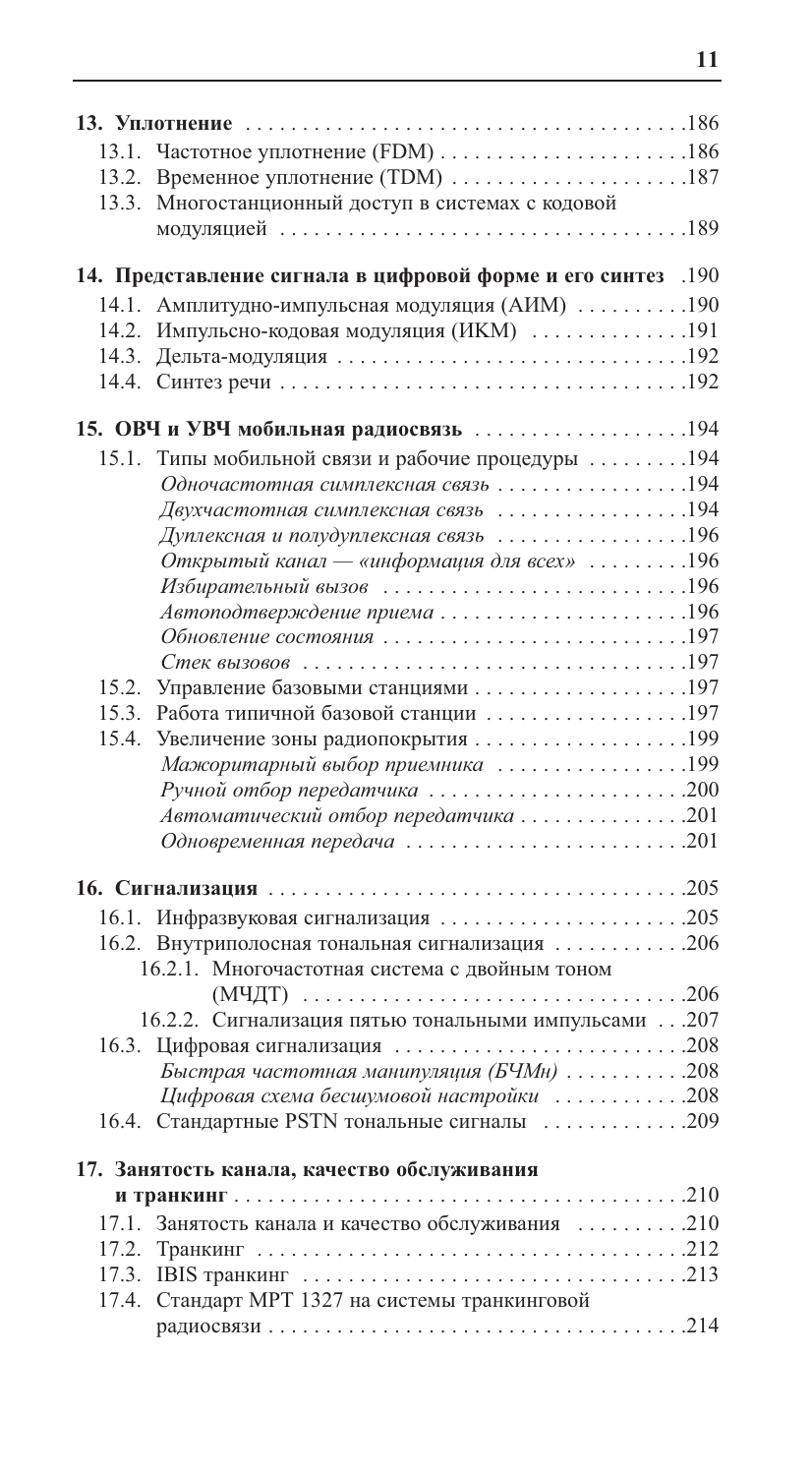**13. Уплотнение** . . . . . . . . . . . . . . . . . . . . . . . . . . . . . . . . . . . . . . . .186

13.1. Частотное уплотнение (FDM) . . . . . . . . . . . . . . . . . . . . . .186

13.2. Временное уплотнение (TDM) . . . . . . . . . . . . . . . . . . . . .187

13.3. Многостанционный доступ в системах с кодовой модуляцией . . . . . . . . . . . . . . . . . . . . . . . . . . . . . . . . . . .189

**14. Представление сигнала в цифровой форме и его синтез** .190

14.1. Амплитудно-импульсная модуляция (АИМ) . . . . . . . . . .190

14.2. Импульсно-кодовая модуляция (ИКМ) . . . . . . . . . . . . . .191

14.3. Дельта-модуляция . . . . . . . . . . . . . . . . . . . . . . . . . . . . . . . .192

14.4. Синтез речи . . . . . . . . . . . . . . . . . . . . . . . . . . . . . . . . . . . . .192

**15. ОВЧ и УВЧ мобильная радиосвязь** . . . . . . . . . . . . . . . . . . .194

15.1. Типы мобильной связи и рабочие процедуры . . . . . . . . .194

*Одночастотная симплексная связь* . . . . . . . . . . . . . . . . .194

*Двухчастотная симплексная связь* . . . . . . . . . . . . . . . . .194

*Дуплексная и полудуплексная связь* . . . . . . . . . . . . . . . . .196

*Открытый канал — «информация для всех»* . . . . . . . . .196

*Избирательный вызов* . . . . . . . . . . . . . . . . . . . . . . . . . . .196

*Автоподтверждение приема* . . . . . . . . . . . . . . . . . . . . . .196

*Обновление состояния* . . . . . . . . . . . . . . . . . . . . . . . . . . .197

*Стек вызовов* . . . . . . . . . . . . . . . . . . . . . . . . . . . . . . . . . .197

15.2. Управление базовыми станциями . . . . . . . . . . . . . . . . . . .197

15.3. Работа типичной базовой станции . . . . . . . . . . . . . . . . . .197

15.4. Увеличение зоны радиопокрытия . . . . . . . . . . . . . . . . . . .199

*Мажоритарный выбор приемника* . . . . . . . . . . . . . . . . .199

*Ручной отбор передатчика* . . . . . . . . . . . . . . . . . . . . . . .200

*Автоматический отбор передатчика* . . . . . . . . . . . . . . .201

*Одновременная передача* . . . . . . . . . . . . . . . . . . . . . . . . .201

**16. Сигнализация** . . . . . . . . . . . . . . . . . . . . . . . . . . . . . . . . . . . . . .205

16.1. Инфразвуковая сигнализация . . . . . . . . . . . . . . . . . . . . . .205

16.2. Внутриполосная тональная сигнализация . . . . . . . . . . . .206

16.2.1. Многочастотная система с двойным тоном (МЧДТ) . . . . . . . . . . . . . . . . . . . . . . . . . . . . . . . . . .206

16.2.2. Сигнализация пятью тональными импульсами . . .207

16.3. Цифровая сигнализация . . . . . . . . . . . . . . . . . . . . . . . . . .208

*Быстрая частотная манипуляция (БЧМн)* . . . . . . . . . . .208

*Цифровая схема бесшумовой настройки* . . . . . . . . . . . .208

16.4. Стандартные PSTN тональные сигналы . . . . . . . . . . . . .209

**17. Занятость канала, качество обслуживания и транкинг** . . . . . . . . . . . . . . . . . . . . . . . . . . . . . . . . . . . . . . . . . .210

17.1. Занятость канала и качество обслуживания . . . . . . . . . .210

17.2. Транкинг . . . . . . . . . . . . . . . . . . . . . . . . . . . . . . . . . . . . . . .212

17.3. IBIS транкинг . . . . . . . . . . . . . . . . . . . . . . . . . . . . . . . . . . .213

17.4. Стандарт MPT 1327 на системы транкинговой радиосвязи . . . . . . . . . . . . . . . . . . . . . . . . . . . . . . . . . . . . .214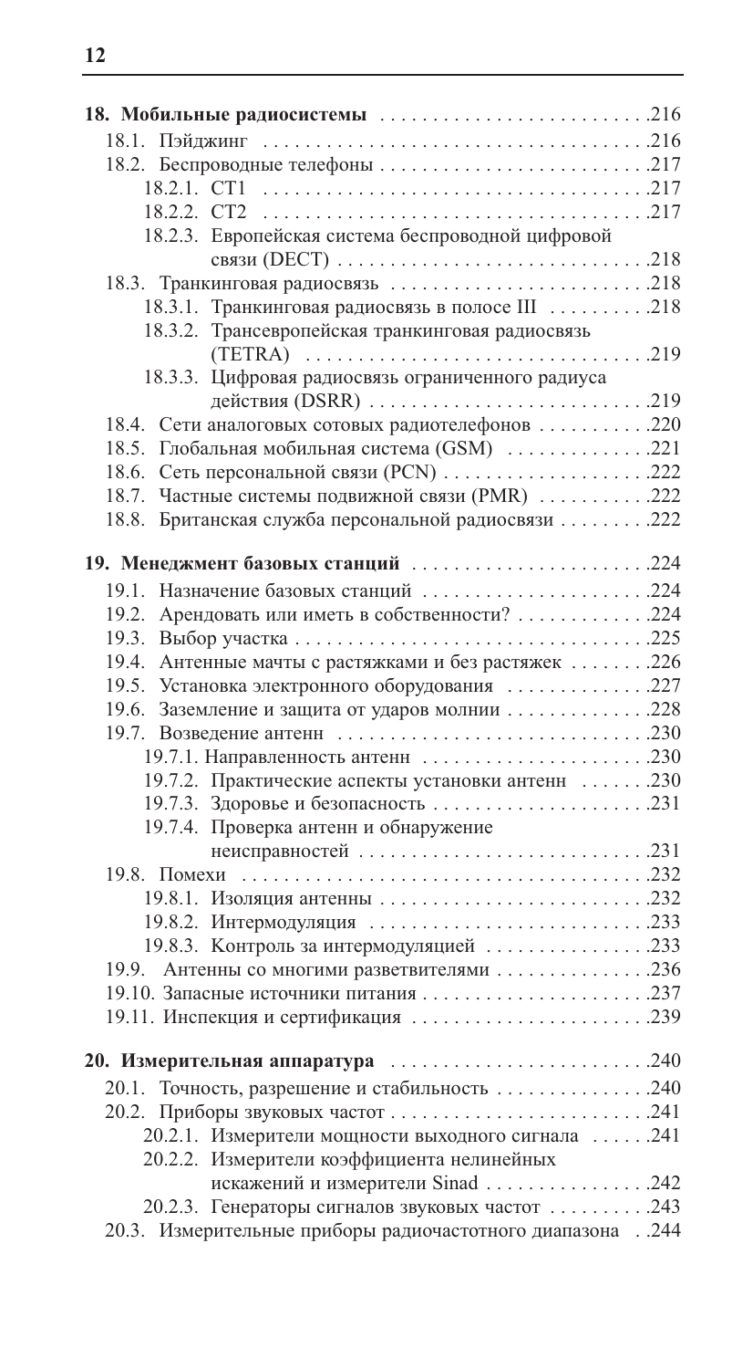**18. Мобильные радиосистемы** .......................... 216

- 18.1. Пэйджинг .......................... 216
- 18.2. Беспроводные телефоны .......................... 217
  - 18.2.1. CT1 .......................... 217
  - 18.2.2. CT2 .......................... 217
  - 18.2.3. Европейская система беспроводной цифровой связи (DECT) .......................... 218
- 18.3. Транкинговая радиосвязь .......................... 218
  - 18.3.1. Транкинговая радиосвязь в полосе III .......................... 218
  - 18.3.2. Трансевропейская транкинговая радиосвязь (TETRA) .......................... 219
  - 18.3.3. Цифровая радиосвязь ограниченного радиуса действия (DSRR) .......................... 219
- 18.4. Сети аналоговых сотовых радиотелефонов .......................... 220
- 18.5. Глобальная мобильная система (GSM) .......................... 221
- 18.6. Сеть персональной связи (PCN) .......................... 222
- 18.7. Частные системы подвижной связи (PMR) .......................... 222
- 18.8. Британская служба персональной радиосвязи .......................... 222

**19. Менеджмент базовых станций** .......................... 224

- 19.1. Назначение базовых станций .......................... 224
- 19.2. Арендовать или иметь в собственности? .......................... 224
- 19.3. Выбор участка .......................... 225
- 19.4. Антенные мачты с растяжками и без растяжек .......................... 226
- 19.5. Установка электронного оборудования .......................... 227
- 19.6. Заземление и защита от ударов молнии .......................... 228
- 19.7. Возведение антенн .......................... 230
  - 19.7.1. Направленность антенн .......................... 230
  - 19.7.2. Практические аспекты установки антенн .......................... 230
  - 19.7.3. Здоровье и безопасность .......................... 231
  - 19.7.4. Проверка антенн и обнаружение неисправностей .......................... 231
- 19.8. Помехи .......................... 232
  - 19.8.1. Изоляция антенны .......................... 232
  - 19.8.2. Интермодуляция .......................... 233
  - 19.8.3. Контроль за интермодуляцией .......................... 233
- 19.9. Антенны со многими разветвителями .......................... 236
- 19.10. Запасные источники питания .......................... 237
- 19.11. Инспекция и сертификация .......................... 239

**20. Измерительная аппаратура** .......................... 240

- 20.1. Точность, разрешение и стабильность .......................... 240
- 20.2. Приборы звуковых частот .......................... 241
  - 20.2.1. Измерители мощности выходного сигнала .......................... 241
  - 20.2.2. Измерители коэффициента нелинейных искажений и измерители Sinad .......................... 242
  - 20.2.3. Генераторы сигналов звуковых частот .......................... 243
- 20.3. Измерительные приборы радиочастотного диапазона .......................... 244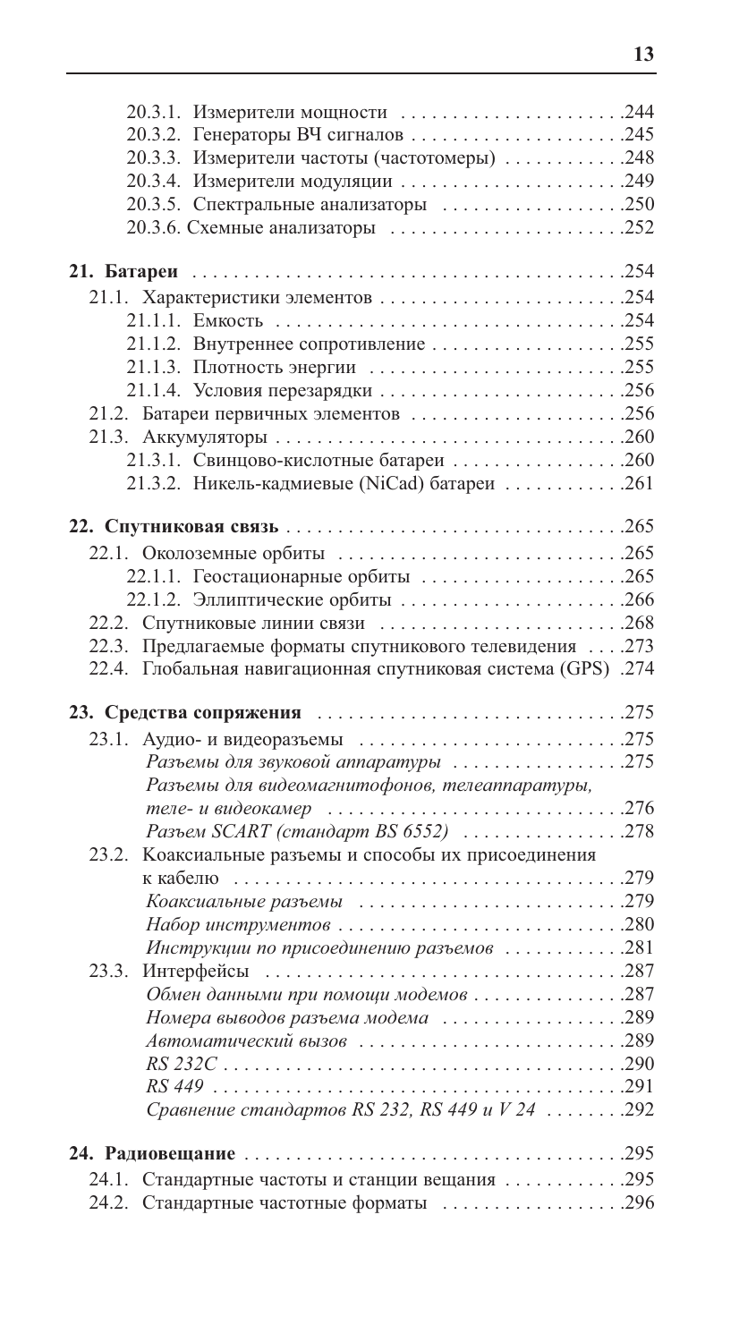20.3.1. Измерители мощности . . . . . . . . . . . . . . . . . . . . . . .244
20.3.2. Генераторы ВЧ сигналов . . . . . . . . . . . . . . . . . . . . . .245
20.3.3. Измерители частоты (частотомеры) . . . . . . . . . . . .248
20.3.4. Измерители модуляции . . . . . . . . . . . . . . . . . . . . . . .249
20.3.5. Спектральные анализаторы . . . . . . . . . . . . . . . . . . .250
20.3.6. Схемные анализаторы . . . . . . . . . . . . . . . . . . . . . . .252

**21. Батареи** . . . . . . . . . . . . . . . . . . . . . . . . . . . . . . . . . . . . . . . . . . . .254

21.1. Характеристики элементов . . . . . . . . . . . . . . . . . . . . . . . . .254
21.1.1. Емкость . . . . . . . . . . . . . . . . . . . . . . . . . . . . . . . . . . .254
21.1.2. Внутреннее сопротивление . . . . . . . . . . . . . . . . . . .255
21.1.3. Плотность энергии . . . . . . . . . . . . . . . . . . . . . . . . . .255
21.1.4. Условия перезарядки . . . . . . . . . . . . . . . . . . . . . . . .256
21.2. Батареи первичных элементов . . . . . . . . . . . . . . . . . . . . . .256
21.3. Аккумуляторы . . . . . . . . . . . . . . . . . . . . . . . . . . . . . . . . . . .260
21.3.1. Свинцово-кислотные батареи . . . . . . . . . . . . . . . . .260
21.3.2. Никель-кадмиевые (NiCad) батареи . . . . . . . . . . . .261

**22. Спутниковая связь** . . . . . . . . . . . . . . . . . . . . . . . . . . . . . . . . .265

22.1. Околоземные орбиты . . . . . . . . . . . . . . . . . . . . . . . . . . . . .265
22.1.1. Геостационарные орбиты . . . . . . . . . . . . . . . . . . . . .265
22.1.2. Эллиптические орбиты . . . . . . . . . . . . . . . . . . . . . . .266
22.2. Спутниковые линии связи . . . . . . . . . . . . . . . . . . . . . . . . .268
22.3. Предлагаемые форматы спутникового телевидения . . . .273
22.4. Глобальная навигационная спутниковая система (GPS) .274

**23. Средства сопряжения** . . . . . . . . . . . . . . . . . . . . . . . . . . . . . .275

23.1. Аудио- и видеоразъемы . . . . . . . . . . . . . . . . . . . . . . . . . .275
*Разъемы для звуковой аппаратуры* . . . . . . . . . . . . . . . . .275
*Разъемы для видеомагнитофонов, телеаппаратуры, теле- и видеокамер* . . . . . . . . . . . . . . . . . . . . . . . . . . . . .276
*Разъем SCART (стандарт BS 6552)* . . . . . . . . . . . . . . . .278
23.2. Коаксиальные разъемы и способы их присоединения к кабелю . . . . . . . . . . . . . . . . . . . . . . . . . . . . . . . . . . . . . .279
*Коаксиальные разъемы* . . . . . . . . . . . . . . . . . . . . . . . . . .279
*Набор инструментов* . . . . . . . . . . . . . . . . . . . . . . . . . . . .280
*Инструкции по присоединению разъемов* . . . . . . . . . . .281
23.3. Интерфейсы . . . . . . . . . . . . . . . . . . . . . . . . . . . . . . . . . . . .287
*Обмен данными при помощи модемов* . . . . . . . . . . . . . . .287
*Номера выводов разъема модема* . . . . . . . . . . . . . . . . . .289
*Автоматический вызов* . . . . . . . . . . . . . . . . . . . . . . . . . .289
*RS 232C* . . . . . . . . . . . . . . . . . . . . . . . . . . . . . . . . . . . . . . .290
*RS 449* . . . . . . . . . . . . . . . . . . . . . . . . . . . . . . . . . . . . . . . .291
*Сравнение стандартов RS 232, RS 449 и V 24* . . . . . . . .292

**24. Радиовещание** . . . . . . . . . . . . . . . . . . . . . . . . . . . . . . . . . . . . .295

24.1. Стандартные частоты и станции вещания . . . . . . . . . . . .295
24.2. Стандартные частотные форматы . . . . . . . . . . . . . . . . . .296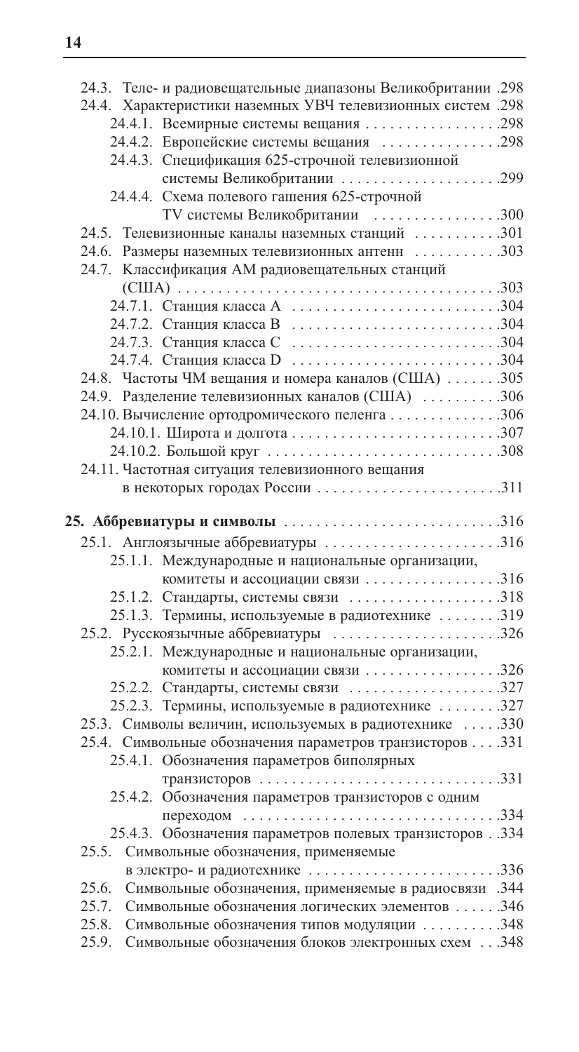24.3. Теле- и радиовещательные диапазоны Великобритании . 298
24.4. Характеристики наземных УВЧ телевизионных систем . 298
  24.4.1. Всемирные системы вещания . 298
  24.4.2. Европейские системы вещания . 298
  24.4.3. Спецификация 625-строчной телевизионной системы Великобритании . 299
  24.4.4. Схема полевого гашения 625-строчной TV системы Великобритании . 300
24.5. Телевизионные каналы наземных станций . 301
24.6. Размеры наземных телевизионных антенн . 303
24.7. Классификация АМ радиовещательных станций (США) . 303
  24.7.1. Станция класса А . 304
  24.7.2. Станция класса В . 304
  24.7.3. Станция класса С . 304
  24.7.4. Станция класса D . 304
24.8. Частоты ЧМ вещания и номера каналов (США) . 305
24.9. Разделение телевизионных каналов (США) . 306
24.10. Вычисление ортодромического пеленга . 306
  24.10.1. Широта и долгота . 307
  24.10.2. Большой круг . 308
24.11. Частотная ситуация телевизионного вещания в некоторых городах России . 311

**25. Аббревиатуры и символы . 316**

25.1. Англоязычные аббревиатуры . 316
  25.1.1. Международные и национальные организации, комитеты и ассоциации связи . 316
  25.1.2. Стандарты, системы связи . 318
  25.1.3. Термины, используемые в радиотехнике . 319
25.2. Русскоязычные аббревиатуры . 326
  25.2.1. Международные и национальные организации, комитеты и ассоциации связи . 326
  25.2.2. Стандарты, системы связи . 327
  25.2.3. Термины, используемые в радиотехнике . 327
25.3. Символы величин, используемых в радиотехнике . 330
25.4. Символьные обозначения параметров транзисторов . 331
  25.4.1. Обозначения параметров биполярных транзисторов . 331
  25.4.2. Обозначения параметров транзисторов с одним переходом . 334
  25.4.3. Обозначения параметров полевых транзисторов . 334
25.5. Символьные обозначения, применяемые в электро- и радиотехнике . 336
25.6. Символьные обозначения, применяемые в радиосвязи . 344
25.7. Символьные обозначения логических элементов . 346
25.8. Символьные обозначения типов модуляции . 348
25.9. Символьные обозначения блоков электронных схем . 348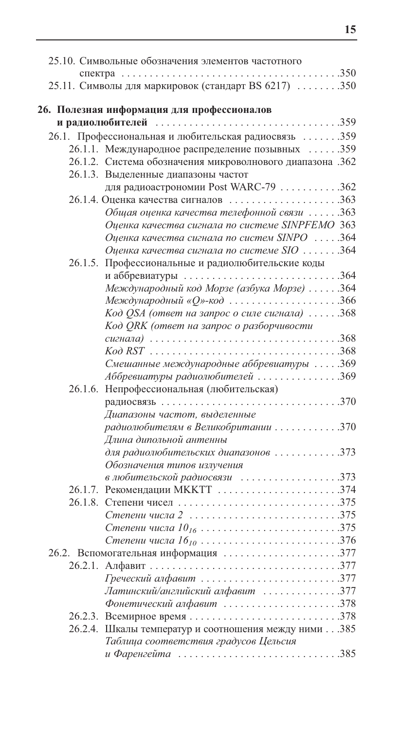25.10. Символьные обозначения элементов частотного спектра .......................................350

25.11. Символы для маркировок (стандарт BS 6217) ........350

**26. Полезная информация для профессионалов и радиолюбителей** .................................359

26.1. Профессиональная и любительская радиосвязь .......359

26.1.1. Международное распределение позывных ......359

26.1.2. Система обозначения микроволнового диапазона .362

26.1.3. Выделенные диапазоны частот для радиоастрономии Post WARC-79 ...........362

26.1.4. Оценка качества сигналов ....................363

*Общая оценка качества телефонной связи* ......363

*Оценка качества сигнала по системе SINPFEMO* 363

*Оценка качества сигнала по систем SINPO* .....364

*Оценка качества сигнала по системе SIO* .......364

26.1.5. Профессиональные и радиолюбительские коды и аббревиатуры ............................364

*Международный код Морзе (азбука Морзе)* ......364

*Международный «Q»-код* ....................366

*Код QSA (ответ на запрос о силе сигнала)* ......368

*Код QRK (ответ на запрос о разборчивости сигнала)* ..................................368

*Код RST* ..................................368

*Смешанные международные аббревиатуры* .....369

*Аббревиатуры радиолюбителей* ...............369

26.1.6. Непрофессиональная (любительская) радиосвязь ................................370

*Диапазоны частот, выделенные радиолюбителям в Великобритании* ............370

*Длина дипольной антенны для радиолюбительских диапазонов* ............373

*Обозначения типов излучения в любительской радиосвязи* ..................373

26.1.7. Рекомендации МККТТ .......................374

26.1.8. Степени чисел .............................375

*Степени числа 2* ...........................375

*Степени числа $10_{16}$* .........................375

*Степени числа $16_{10}$* .........................376

26.2. Вспомогательная информация .....................377

26.2.1. Алфавит ..................................377

*Греческий алфавит* ..........................377

*Латинский/английский алфавит* ..............377

*Фонетический алфавит* ......................378

26.2.3. Всемирное время ...........................378

26.2.4. Шкалы температур и соотношения между ними ...385

*Таблица соответствия градусов Цельсия и Фаренгейта* .............................385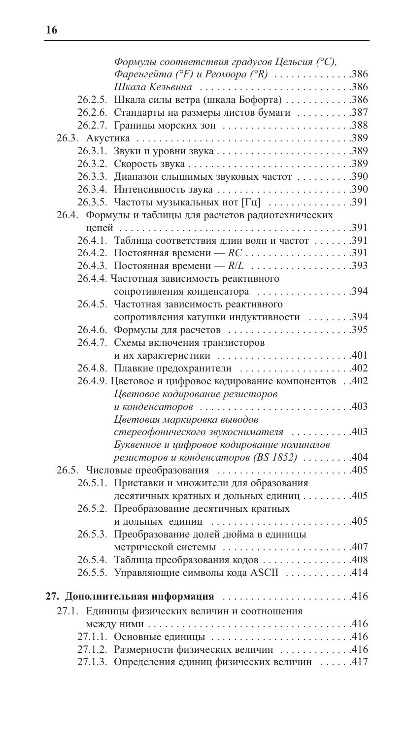*Формулы соответствия градусов Цельсия (°С), Фаренгейта (°F) и Реомюра (°R)* . . . . . . . . . . . . . .386

*Шкала Кельвина* . . . . . . . . . . . . . . . . . . . . . . . . . . .386

26.2.5. Шкала силы ветра (шкала Бофорта) . . . . . . . . . . . .386

26.2.6. Стандарты на размеры листов бумаги . . . . . . . . . .387

26.2.7. Границы морских зон . . . . . . . . . . . . . . . . . . . . . . .388

26.3. Акустика . . . . . . . . . . . . . . . . . . . . . . . . . . . . . . . . . . . . . .389

26.3.1. Звуки и уровни звука . . . . . . . . . . . . . . . . . . . . . . . .389

26.3.2. Скорость звука . . . . . . . . . . . . . . . . . . . . . . . . . . . . .389

26.3.3. Диапазон слышимых звуковых частот . . . . . . . . . .390

26.3.4. Интенсивность звука . . . . . . . . . . . . . . . . . . . . . . . .390

26.3.5. Частоты музыкальных нот [Гц] . . . . . . . . . . . . . . .391

26.4. Формулы и таблицы для расчетов радиотехнических цепей . . . . . . . . . . . . . . . . . . . . . . . . . . . . . . . . . . . . . . . . . .391

26.4.1. Таблица соответствия длин волн и частот . . . . . . .391

26.4.2. Постоянная времени — *RC* . . . . . . . . . . . . . . . . . . .391

26.4.3. Постоянная времени — *R/L* . . . . . . . . . . . . . . . . . .393

26.4.4. Частотная зависимость реактивного сопротивления конденсатора . . . . . . . . . . . . . . . . .394

26.4.5. Частотная зависимость реактивного сопротивления катушки индуктивности . . . . . . . .394

26.4.6. Формулы для расчетов . . . . . . . . . . . . . . . . . . . . . . .395

26.4.7. Схемы включения транзисторов и их характеристики . . . . . . . . . . . . . . . . . . . . . . . .401

26.4.8. Плавкие предохранители . . . . . . . . . . . . . . . . . . . .402

26.4.9. Цветовое и цифровое кодирование компонентов . .402

*Цветовое кодирование резисторов и конденсаторов* . . . . . . . . . . . . . . . . . . . . . . . . . . .403

*Цветовая маркировка выводов стереофонического звукоснимателя* . . . . . . . . . . .403

*Буквенное и цифровое кодирование номиналов резисторов и конденсаторов (BS 1852)* . . . . . . . . .404

26.5. Числовые преобразования . . . . . . . . . . . . . . . . . . . . . . . .405

26.5.1. Приставки и множители для образования десятичных кратных и дольных единиц . . . . . . . . .405

26.5.2. Преобразование десятичных кратных и дольных единиц . . . . . . . . . . . . . . . . . . . . . . . . .405

26.5.3. Преобразование долей дюйма в единицы метрической системы . . . . . . . . . . . . . . . . . . . . . . .407

26.5.4. Таблица преобразования кодов . . . . . . . . . . . . . . . .408

26.5.5. Управляющие символы кода ASCII . . . . . . . . . . . .414

**27. Дополнительная информация** . . . . . . . . . . . . . . . . . . . . . . .416

27.1. Единицы физических величин и соотношения между ними . . . . . . . . . . . . . . . . . . . . . . . . . . . . . . . . . . . .416

27.1.1. Основные единицы . . . . . . . . . . . . . . . . . . . . . . . . .416

27.1.2. Размерности физических величин . . . . . . . . . . . . .416

27.1.3. Определения единиц физических величин . . . . . .417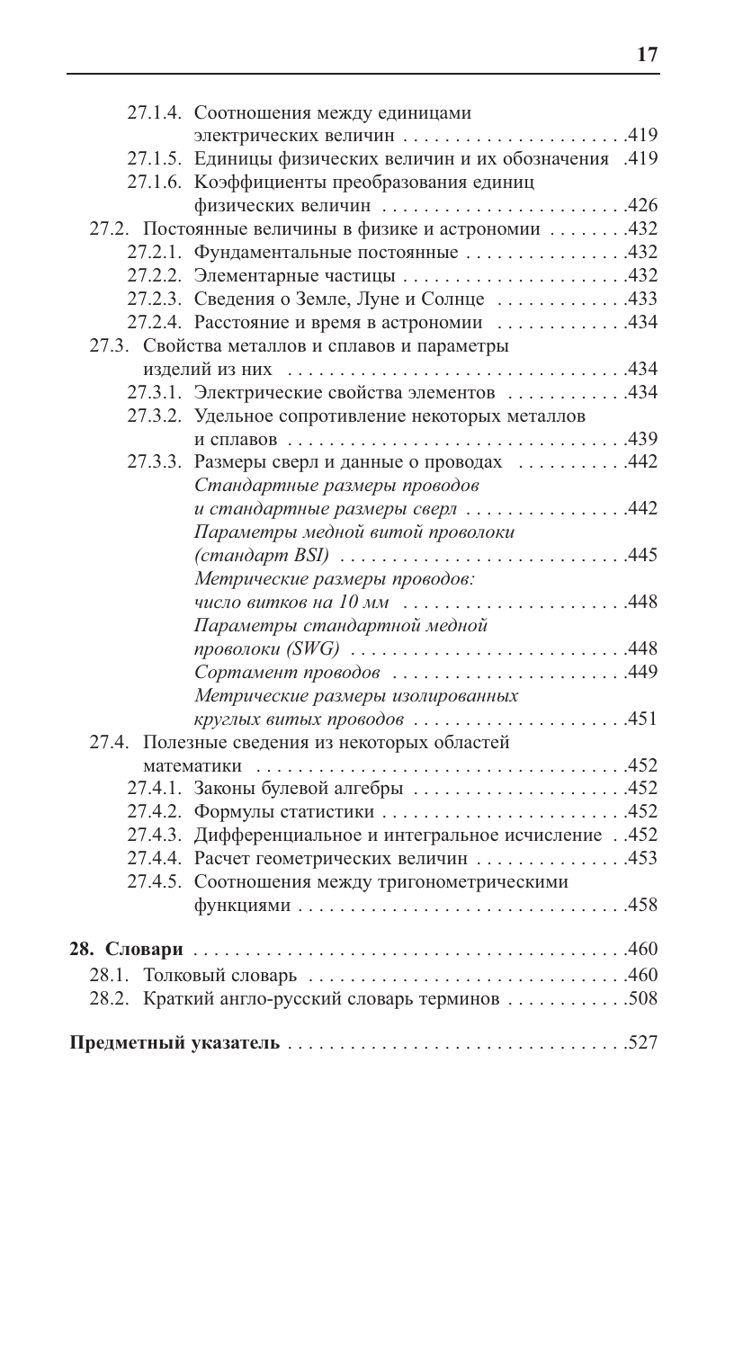27.1.4. Соотношения между единицами электрических величин .....................419

27.1.5. Единицы физических величин и их обозначения .419

27.1.6. Коэффициенты преобразования единиц физических величин .......................426

27.2. Постоянные величины в физике и астрономии ........432

27.2.1. Фундаментальные постоянные ................432

27.2.2. Элементарные частицы .......................432

27.2.3. Сведения о Земле, Луне и Солнце .............433

27.2.4. Расстояние и время в астрономии .............434

27.3. Свойства металлов и сплавов и параметры изделий из них .................................434

27.3.1. Электрические свойства элементов ............434

27.3.2. Удельное сопротивление некоторых металлов и сплавов .................................439

27.3.3. Размеры сверл и данные о проводах ...........442

*Стандартные размеры проводов и стандартные размеры сверл* ................442

*Параметры медной витой проволоки (стандарт BSI)* ............................445

*Метрические размеры проводов: число витков на 10 мм* ......................448

*Параметры стандартной медной проволоки (SWG)* ...........................448

*Сортамент проводов* .......................449

*Метрические размеры изолированных круглых витых проводов* ....................451

27.4. Полезные сведения из некоторых областей математики ....................................452

27.4.1. Законы булевой алгебры .....................452

27.4.2. Формулы статистики ........................452

27.4.3. Дифференциальное и интегральное исчисление ..452

27.4.4. Расчет геометрических величин ...............453

27.4.5. Соотношения между тригонометрическими функциями ................................458

**28. Словари** ...........................................460

28.1. Толковый словарь ...............................460

28.2. Краткий англо-русский словарь терминов ............508

**Предметный указатель** .................................527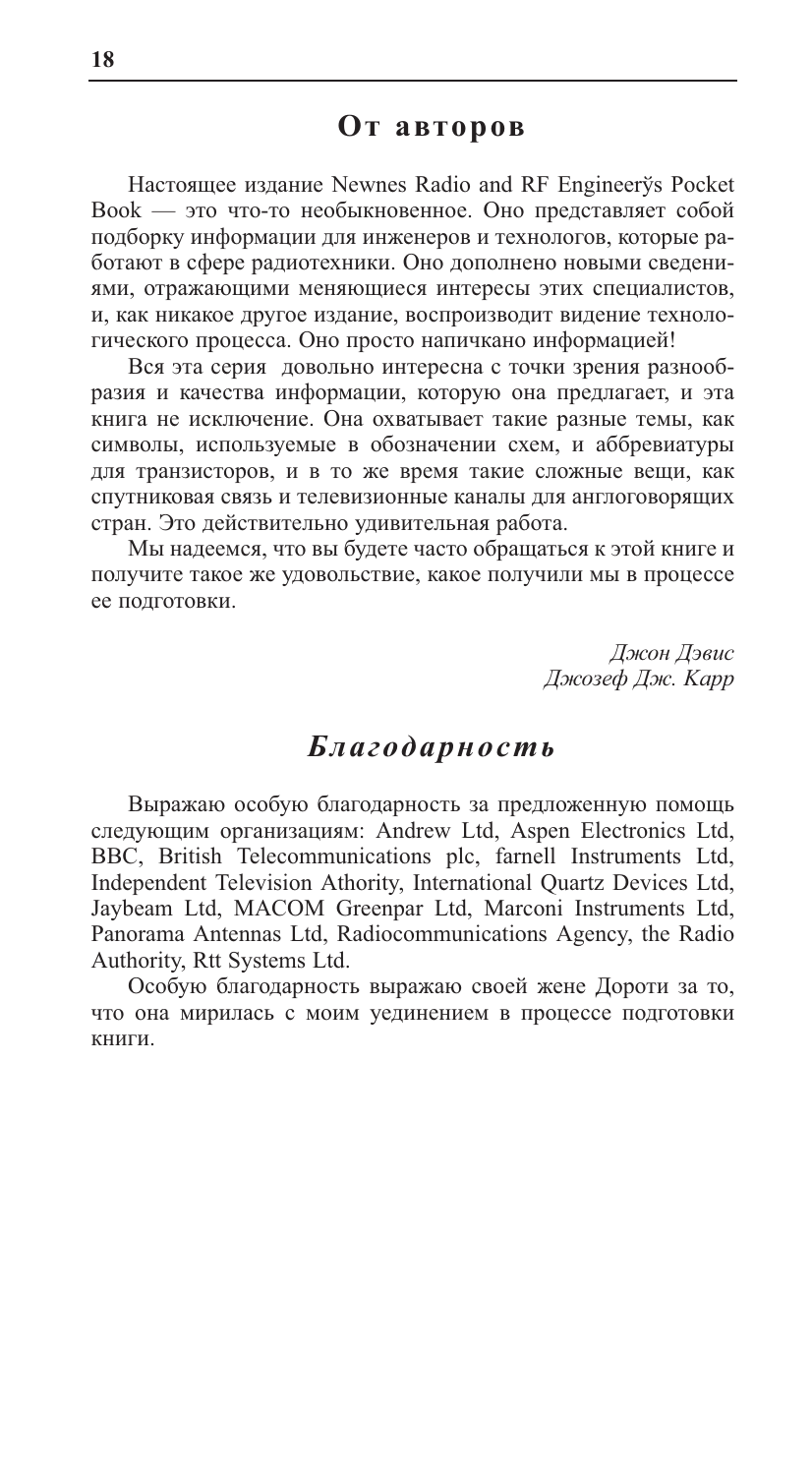## От авторов

Настоящее издание Newnes Radio and RF Engineerўs Pocket Book — это что-то необыкновенное. Оно представляет собой подборку информации для инженеров и технологов, которые работают в сфере радиотехники. Оно дополнено новыми сведениями, отражающими меняющиеся интересы этих специалистов, и, как никакое другое издание, воспроизводит видение технологического процесса. Оно просто напичкано информацией!

Вся эта серия  довольно интересна с точки зрения разнообразия и качества информации, которую она предлагает, и эта книга не исключение. Она охватывает такие разные темы, как символы, используемые в обозначении схем, и аббревиатуры для транзисторов, и в то же время такие сложные вещи, как спутниковая связь и телевизионные каналы для англоговорящих стран. Это действительно удивительная работа.

Мы надеемся, что вы будете часто обращаться к этой книге и получите такое же удовольствие, какое получили мы в процессе ее подготовки.

*Джон Дэвис*
*Джозеф Дж. Карр*

## *Благодарность*

Выражаю особую благодарность за предложенную помощь следующим организациям: Andrew Ltd, Aspen Electronics Ltd, BBC, British Telecommunications plc, farnell Instruments Ltd, Independent Television Athority, International Quartz Devices Ltd, Jaybeam Ltd, MACOM Greenpar Ltd, Marconi Instruments Ltd, Panorama Antennas Ltd, Radiocommunications Agency, the Radio Authority, Rtt Systems Ltd.

Особую благодарность выражаю своей жене Дороти за то, что она мирилась с моим уединением в процессе подготовки книги.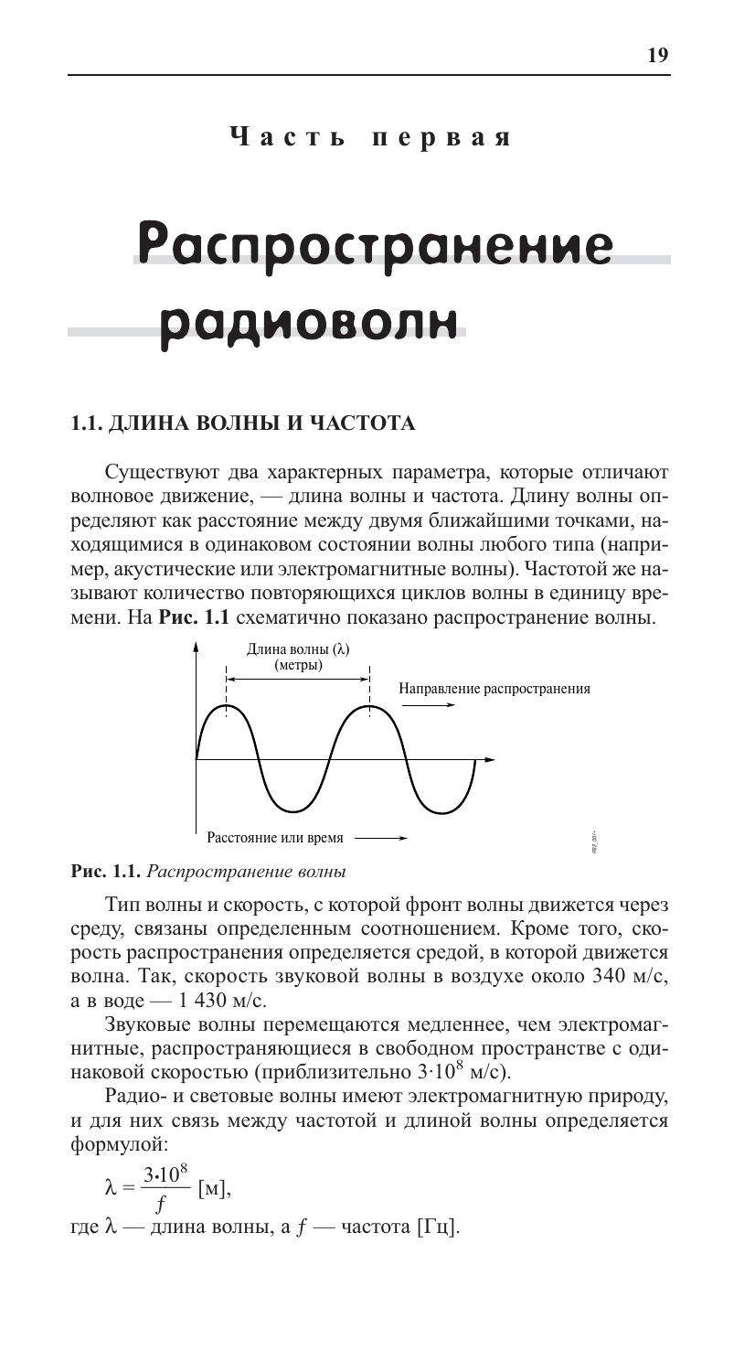**Часть первая**

# Распространение радиоволн

## 1.1. ДЛИНА ВОЛНЫ И ЧАСТОТА

Существуют два характерных параметра, которые отличают волновое движение, — длина волны и частота. Длину волны определяют как расстояние между двумя ближайшими точками, находящимися в одинаковом состоянии волны любого типа (например, акустические или электромагнитные волны). Частотой же называют количество повторяющихся циклов волны в единицу времени. На **Рис. 1.1** схематично показано распространение волны.

**Рис. 1.1.** *Распространение волны*

Тип волны и скорость, с которой фронт волны движется через среду, связаны определенным соотношением. Кроме того, скорость распространения определяется средой, в которой движется волна. Так, скорость звуковой волны в воздухе около 340 м/с, а в воде — 1 430 м/с.

Звуковые волны перемещаются медленнее, чем электромагнитные, распространяющиеся в свободном пространстве с одинаковой скоростью (приблизительно $3 \cdot 10^8$ м/с).

Радио- и световые волны имеют электромагнитную природу, и для них связь между частотой и длиной волны определяется формулой:

$$\lambda = \frac{3 \cdot 10^8}{f} \text{ [м]},$$

где $\lambda$ — длина волны, а $f$ — частота [Гц].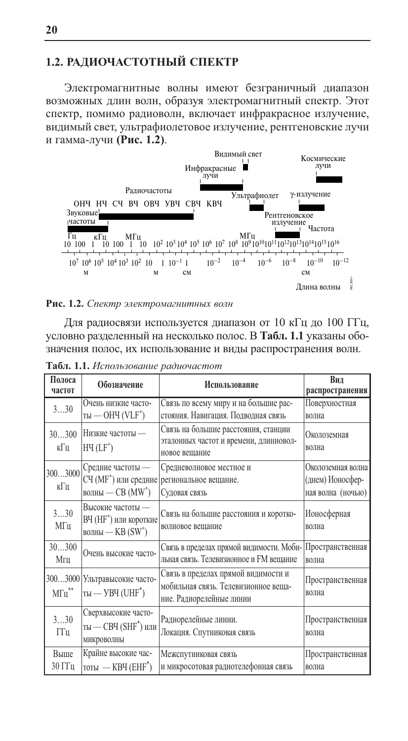## 1.2. РАДИОЧАСТОТНЫЙ СПЕКТР

Электромагнитные волны имеют безграничный диапазон возможных длин волн, образуя электромагнитный спектр. Этот спектр, помимо радиоволн, включает инфракрасное излучение, видимый свет, ультрафиолетовое излучение, рентгеновские лучи и гамма-лучи **(Рис. 1.2)**.

**Рис. 1.2.** *Спектр электромагнитных волн*

Для радиосвязи используется диапазон от 10 кГц до 100 ГГц, условно разделенный на несколько полос. В **Табл. 1.1** указаны обозначения полос, их использование и виды распространения волн.

**Табл. 1.1.** *Использование радиочастот*

| Полоса частот | Обозначение | Использование | Вид распространения |
|---|---|---|---|
| 3…30 | Очень низкие частоты — ОНЧ (VLF*) | Связь по всему миру и на большие расстояния. Навигация. Подводная связь | Поверхностная волна |
| 30…300 кГц | Низкие частоты — НЧ (LF*) | Связь на большие расстояния, станции эталонных частот и времени, длинноволновое вещание | Околоземная волна |
| 300…3000 кГц | Средние частоты — СЧ (MF*) или средние волны — СВ (MW*) | Средневолновое местное и региональное вещание. Судовая связь | Околоземная волна (днем) Ионосферная волна (ночью) |
| 3…30 МГц | Высокие частоты — ВЧ (HF*) или короткие волны — КВ (SW*) | Связь на большие расстояния и коротковолновое вещание | Ионосферная волна |
| 30…300 Мгц | Очень высокие часто- | Связь в пределах прямой видимости. Мобильная связь. Телевизионное и FM вещание | Пространственная волна |
| 300…3000 МГц** | Ультравысокие частоты — УВЧ (UHF*) | Связь в пределах прямой видимости и мобильная связь. Телевизионное вещание. Радиорелейные линии | Пространственная волна |
| 3…30 ГГц | Сверхвысокие частоты — СВЧ (SHF*) или микроволны | Радиорелейные линии. Локация. Спутниковая связь | Пространственная волна |
| Выше 30 ГГц | Крайне высокие частоты — КВЧ (EHF*) | Межспутниковая связь и микросотовая радиотелефонная связь | Пространственная волна |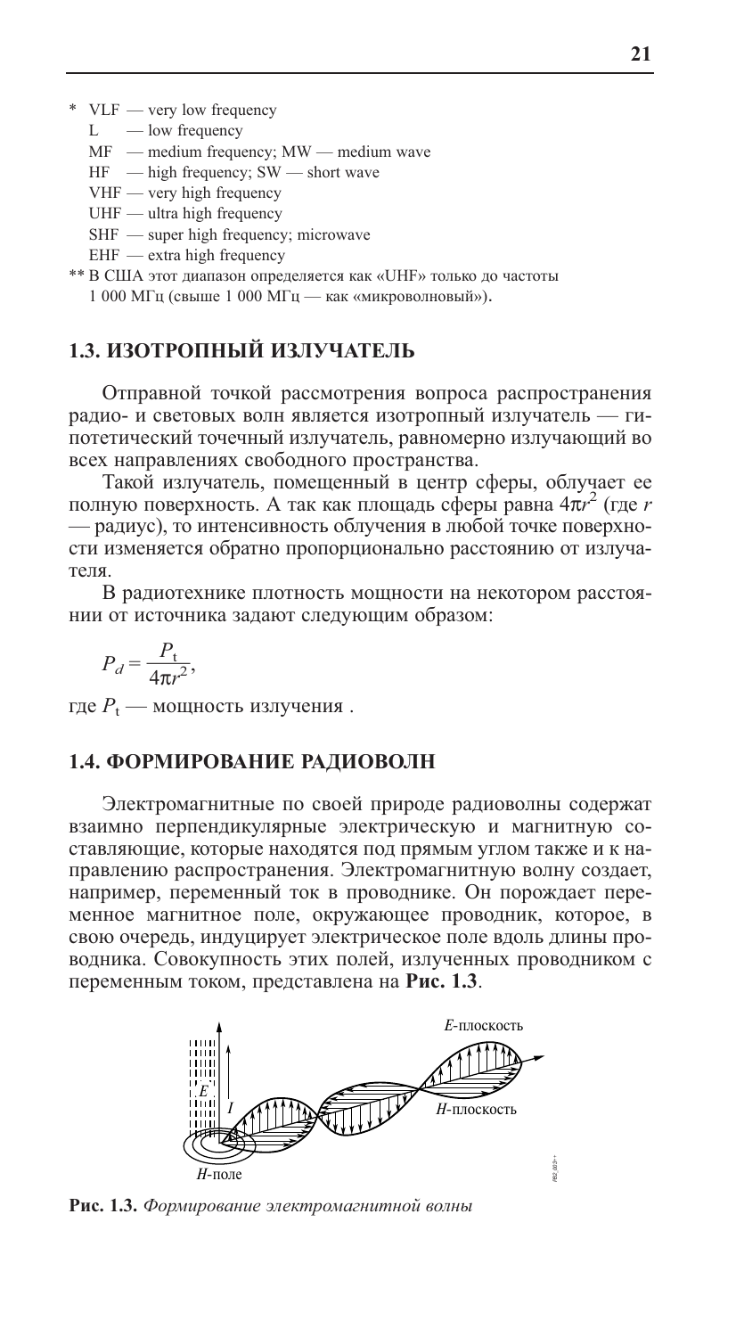\* VLF — very low frequency
L — low frequency
MF — medium frequency; MW — medium wave
HF — high frequency; SW — short wave
VHF — very high frequency
UHF — ultra high frequency
SHF — super high frequency; microwave
EHF — extra high frequency

\*\* В США этот диапазон определяется как «UHF» только до частоты 1 000 МГц (свыше 1 000 МГц — как «микроволновый»).

## 1.3. ИЗОТРОПНЫЙ ИЗЛУЧАТЕЛЬ

Отправной точкой рассмотрения вопроса распространения радио- и световых волн является изотропный излучатель — гипотетический точечный излучатель, равномерно излучающий во всех направлениях свободного пространства.

Такой излучатель, помещенный в центр сферы, облучает ее полную поверхность. А так как площадь сферы равна $4\pi r^2$ (где $r$ — радиус), то интенсивность облучения в любой точке поверхности изменяется обратно пропорционально расстоянию от излучателя.

В радиотехнике плотность мощности на некотором расстоянии от источника задают следующим образом:

$$P_d = \frac{P_t}{4\pi r^2},$$

где $P_t$ — мощность излучения .

## 1.4. ФОРМИРОВАНИЕ РАДИОВОЛН

Электромагнитные по своей природе радиоволны содержат взаимно перпендикулярные электрическую и магнитную составляющие, которые находятся под прямым углом также и к направлению распространения. Электромагнитную волну создает, например, переменный ток в проводнике. Он порождает переменное магнитное поле, окружающее проводник, которое, в свою очередь, индуцирует электрическое поле вдоль длины проводника. Совокупность этих полей, излученных проводником с переменным током, представлена на **Рис. 1.3**.

**Рис. 1.3.** *Формирование электромагнитной волны*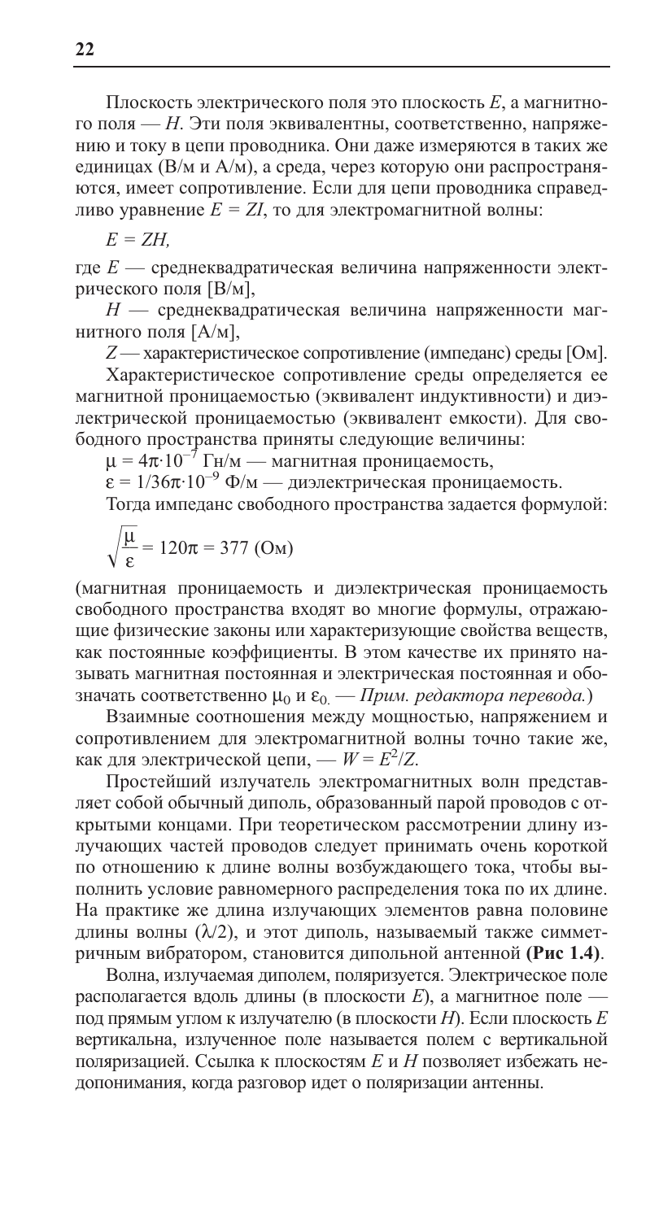Плоскость электрического поля это плоскость $E$, а магнитного поля — $H$. Эти поля эквивалентны, соответственно, напряжению и току в цепи проводника. Они даже измеряются в таких же единицах (В/м и А/м), а среда, через которую они распространяются, имеет сопротивление. Если для цепи проводника справедливо уравнение $E = ZI$, то для электромагнитной волны:

$E = ZH,$

где $E$ — среднеквадратическая величина напряженности электрического поля [В/м],

$H$ — среднеквадратическая величина напряженности магнитного поля [А/м],

$Z$ — характеристическое сопротивление (импеданс) среды [Ом].

Характеристическое сопротивление среды определяется ее магнитной проницаемостью (эквивалент индуктивности) и диэлектрической проницаемостью (эквивалент емкости). Для свободного пространства приняты следующие величины:

$\mu = 4\pi \cdot 10^{-7}$ Гн/м — магнитная проницаемость,

$\varepsilon = 1/36\pi \cdot 10^{-9}$ Ф/м — диэлектрическая проницаемость.

Тогда импеданс свободного пространства задается формулой:

$$\sqrt{\frac{\mu}{\varepsilon}} = 120\pi = 377 \text{ (Ом)}$$

(магнитная проницаемость и диэлектрическая проницаемость свободного пространства входят во многие формулы, отражающие физические законы или характеризующие свойства веществ, как постоянные коэффициенты. В этом качестве их принято называть магнитная постоянная и электрическая постоянная и обозначать соответственно $\mu_0$ и $\varepsilon_0$. — *Прим. редактора перевода.*)

Взаимные соотношения между мощностью, напряжением и сопротивлением для электромагнитной волны точно такие же, как для электрической цепи, — $W = E^2/Z$.

Простейший излучатель электромагнитных волн представляет собой обычный диполь, образованный парой проводов с открытыми концами. При теоретическом рассмотрении длину излучающих частей проводов следует принимать очень короткой по отношению к длине волны возбуждающего тока, чтобы выполнить условие равномерного распределения тока по их длине. На практике же длина излучающих элементов равна половине длины волны ($\lambda/2$), и этот диполь, называемый также симметричным вибратором, становится дипольной антенной **(Рис 1.4)**.

Волна, излучаемая диполем, поляризуется. Электрическое поле располагается вдоль длины (в плоскости $E$), а магнитное поле — под прямым углом к излучателю (в плоскости $H$). Если плоскость $E$ вертикальна, излученное поле называется полем с вертикальной поляризацией. Ссылка к плоскостям $E$ и $H$ позволяет избежать недопонимания, когда разговор идет о поляризации антенны.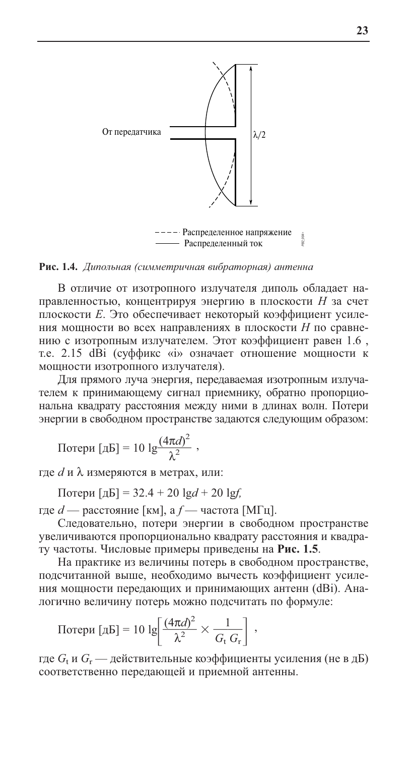От передатчика

$\lambda/2$

---- Распределенное напряжение
—— Распределенный ток

**Рис. 1.4.** *Дипольная (симметричная вибраторная) антенна*

В отличие от изотропного излучателя диполь обладает направленностью, концентрируя энергию в плоскости $H$ за счет плоскости $E$. Это обеспечивает некоторый коэффициент усиления мощности во всех направлениях в плоскости $H$ по сравнению с изотропным излучателем. Этот коэффициент равен 1.6 , т.е. 2.15 dBi (суффикс «i» означает отношение мощности к мощности изотропного излучателя).

Для прямого луча энергия, передаваемая изотропным излучателем к принимающему сигнал приемнику, обратно пропорциональна квадрату расстояния между ними в длинах волн. Потери энергии в свободном пространстве задаются следующим образом:

$$\text{Потери [дБ]} = 10 \lg\frac{(4\pi d)^2}{\lambda^2},$$

где $d$ и $\lambda$ измеряются в метрах, или:

$$\text{Потери [дБ]} = 32.4 + 20 \lg d + 20 \lg f,$$

где $d$ — расстояние [км], а $f$ — частота [МГц].

Следовательно, потери энергии в свободном пространстве увеличиваются пропорционально квадрату расстояния и квадрату частоты. Числовые примеры приведены на **Рис. 1.5**.

На практике из величины потерь в свободном пространстве, подсчитанной выше, необходимо вычесть коэффициент усиления мощности передающих и принимающих антенн (dBi). Аналогично величину потерь можно подсчитать по формуле:

$$\text{Потери [дБ]} = 10 \lg\left[\frac{(4\pi d)^2}{\lambda^2} \times \frac{1}{G_t\, G_r}\right],$$

где $G_t$ и $G_r$ — действительные коэффициенты усиления (не в дБ) соответственно передающей и приемной антенны.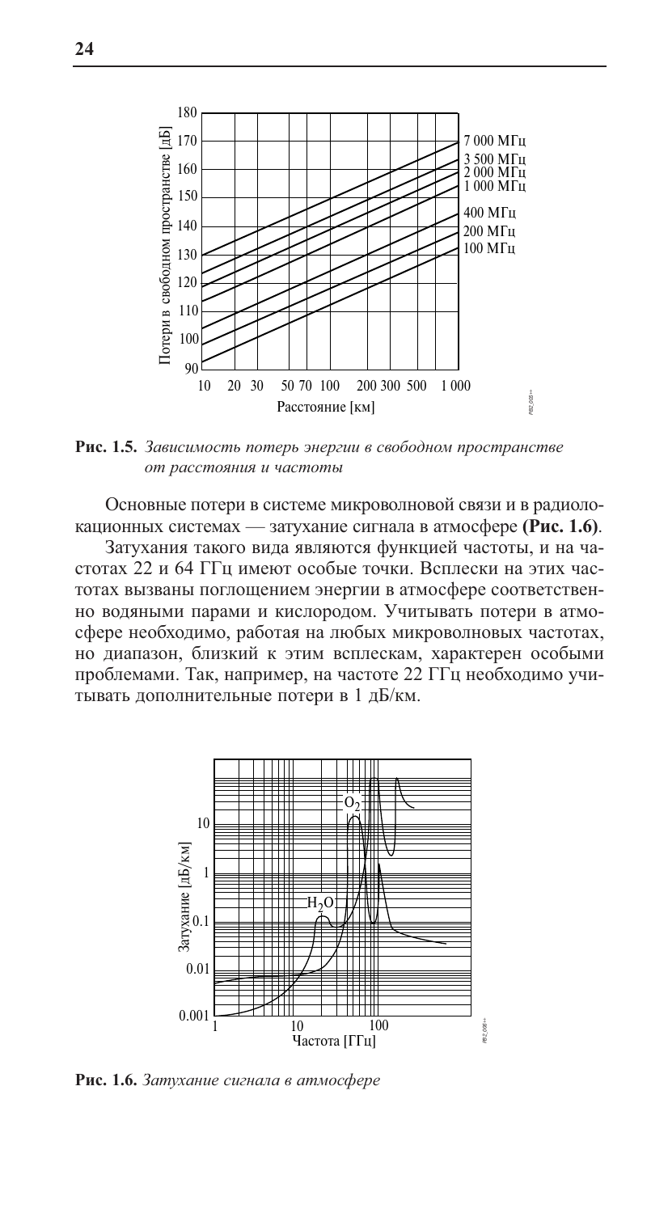180
170
160
150
140
130
120
110
100
90

Потери в свободном пространстве [дБ]

10 20 30 50 70 100 200 300 500 1 000

Расстояние [км]

7 000 МГц
3 500 МГц
2 000 МГц
1 000 МГц
400 МГц
200 МГц
100 МГц

**Рис. 1.5.** *Зависимость потерь энергии в свободном пространстве от расстояния и частоты*

Основные потери в системе микроволновой связи и в радиолокационных системах — затухание сигнала в атмосфере **(Рис. 1.6)**.

Затухания такого вида являются функцией частоты, и на частотах 22 и 64 ГГц имеют особые точки. Всплески на этих частотах вызваны поглощением энергии в атмосфере соответственно водяными парами и кислородом. Учитывать потери в атмосфере необходимо, работая на любых микроволновых частотах, но диапазон, близкий к этим всплескам, характерен особыми проблемами. Так, например, на частоте 22 ГГц необходимо учитывать дополнительные потери в 1 дБ/км.

10
1
0.1
0.01
0.001

Затухание [дБ/км]

$O_2$
$H_2O$

1 10 100

Частота [ГГц]

**Рис. 1.6.** *Затухание сигнала в атмосфере*